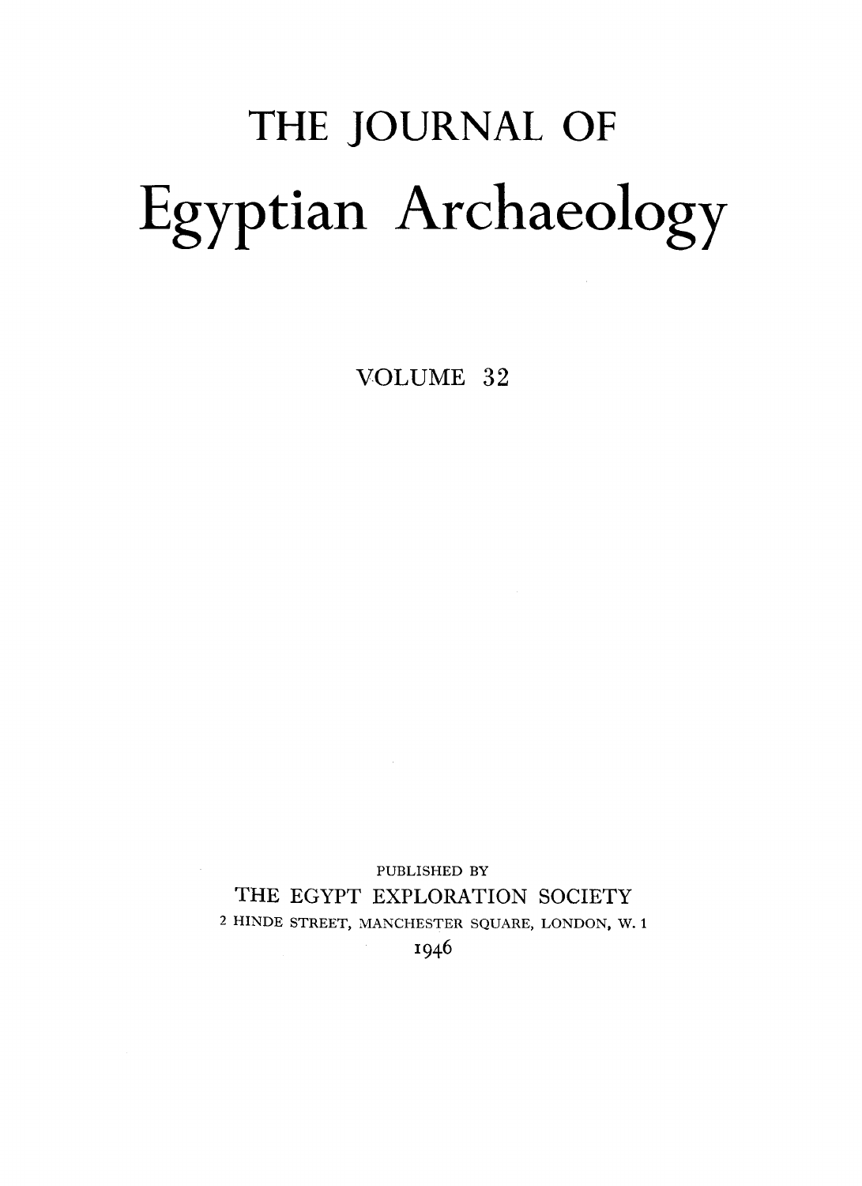# THE JOURNAL OF

# Egyptian Archaeology

VOLUME 32

PUBLISHED BY

THE EGYPT EXPLORATION SOCIETY

2 HINDE STREET, MANCHESTER SQUARE, LONDON, W. 1

1946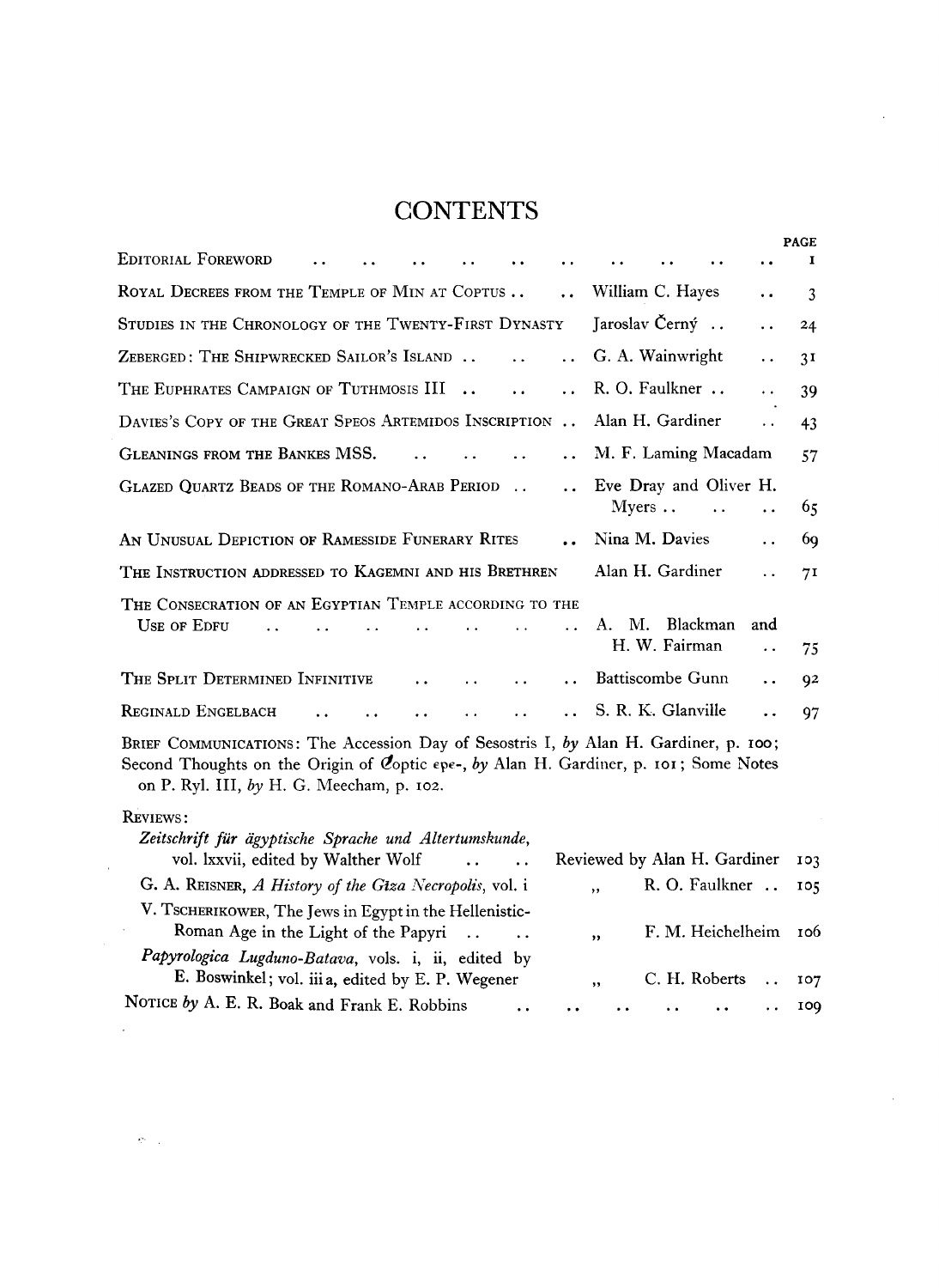# CONTENTS

| | | PAGE |
|---|---|---|
| Editorial Foreword | | 1 |
| Royal Decrees from the Temple of Min at Coptus | William C. Hayes | 3 |
| Studies in the Chronology of the Twenty-First Dynasty | Jaroslav Černý | 24 |
| Zeberged: The Shipwrecked Sailor's Island | G. A. Wainwright | 31 |
| The Euphrates Campaign of Tuthmosis III | R. O. Faulkner | 39 |
| Davies's Copy of the Great Speos Artemidos Inscription | Alan H. Gardiner | 43 |
| Gleanings from the Bankes MSS. | M. F. Laming Macadam | 57 |
| Glazed Quartz Beads of the Romano-Arab Period | Eve Dray and Oliver H. Myers | 65 |
| An Unusual Depiction of Ramesside Funerary Rites | Nina M. Davies | 69 |
| The Instruction addressed to Kagemni and his Brethren | Alan H. Gardiner | 71 |
| The Consecration of an Egyptian Temple according to the Use of Edfu | A. M. Blackman and H. W. Fairman | 75 |
| The Split Determined Infinitive | Battiscombe Gunn | 92 |
| Reginald Engelbach | S. R. K. Glanville | 97 |

Brief Communications: The Accession Day of Sesostris I, *by* Alan H. Gardiner, p. 100; Second Thoughts on the Origin of Coptic ερε-, *by* Alan H. Gardiner, p. 101; Some Notes on P. Ryl. III, *by* H. G. Meecham, p. 102.

Reviews:

| | | |
|---|---|---|
| *Zeitschrift für ägyptische Sprache und Altertumskunde*, vol. lxxvii, edited by Walther Wolf | Reviewed by Alan H. Gardiner | 103 |
| G. A. Reisner, *A History of the Gîza Necropolis*, vol. i | „ R. O. Faulkner | 105 |
| V. Tscherikower, The Jews in Egypt in the Hellenistic-Roman Age in the Light of the Papyri | „ F. M. Heichelheim | 106 |
| *Papyrologica Lugduno-Batava*, vols. i, ii, edited by E. Boswinkel; vol. iii a, edited by E. P. Wegener | „ C. H. Roberts | 107 |

Notice *by* A. E. R. Boak and Frank E. Robbins . . . 109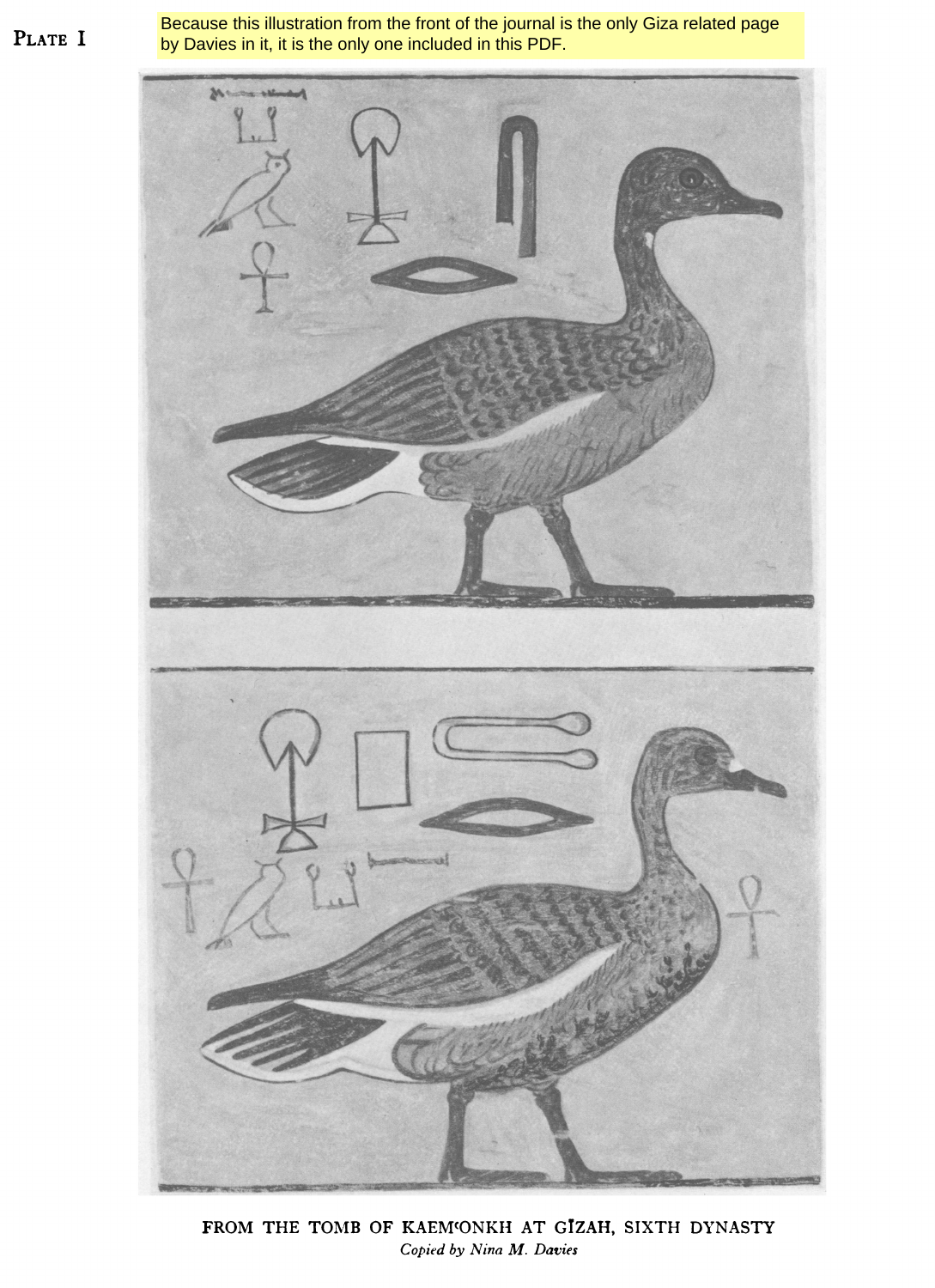PLATE I

Because this illustration from the front of the journal is the only Giza related page by Davies in it, it is the only one included in this PDF.

FROM THE TOMB OF KAEMʿONKH AT GĪZAH, SIXTH DYNASTY

*Copied by Nina M. Davies*